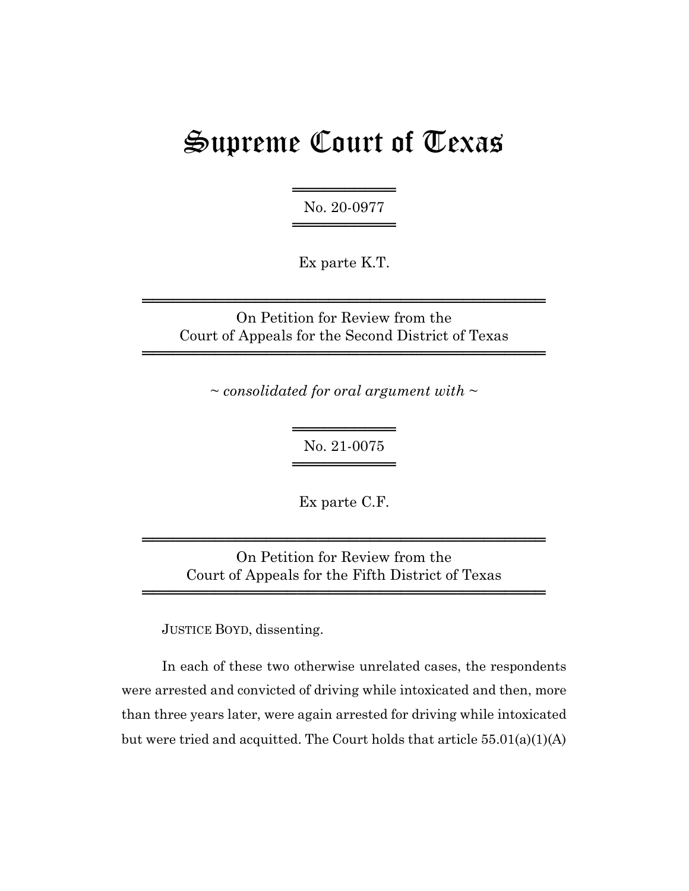# Supreme Court of Texas

No. 20-0977

Ex parte K.T.

On Petition for Review from the
Court of Appeals for the Second District of Texas

~ *consolidated for oral argument with* ~

No. 21-0075

Ex parte C.F.

On Petition for Review from the
Court of Appeals for the Fifth District of Texas

JUSTICE BOYD, dissenting.

In each of these two otherwise unrelated cases, the respondents were arrested and convicted of driving while intoxicated and then, more than three years later, were again arrested for driving while intoxicated but were tried and acquitted. The Court holds that article 55.01(a)(1)(A)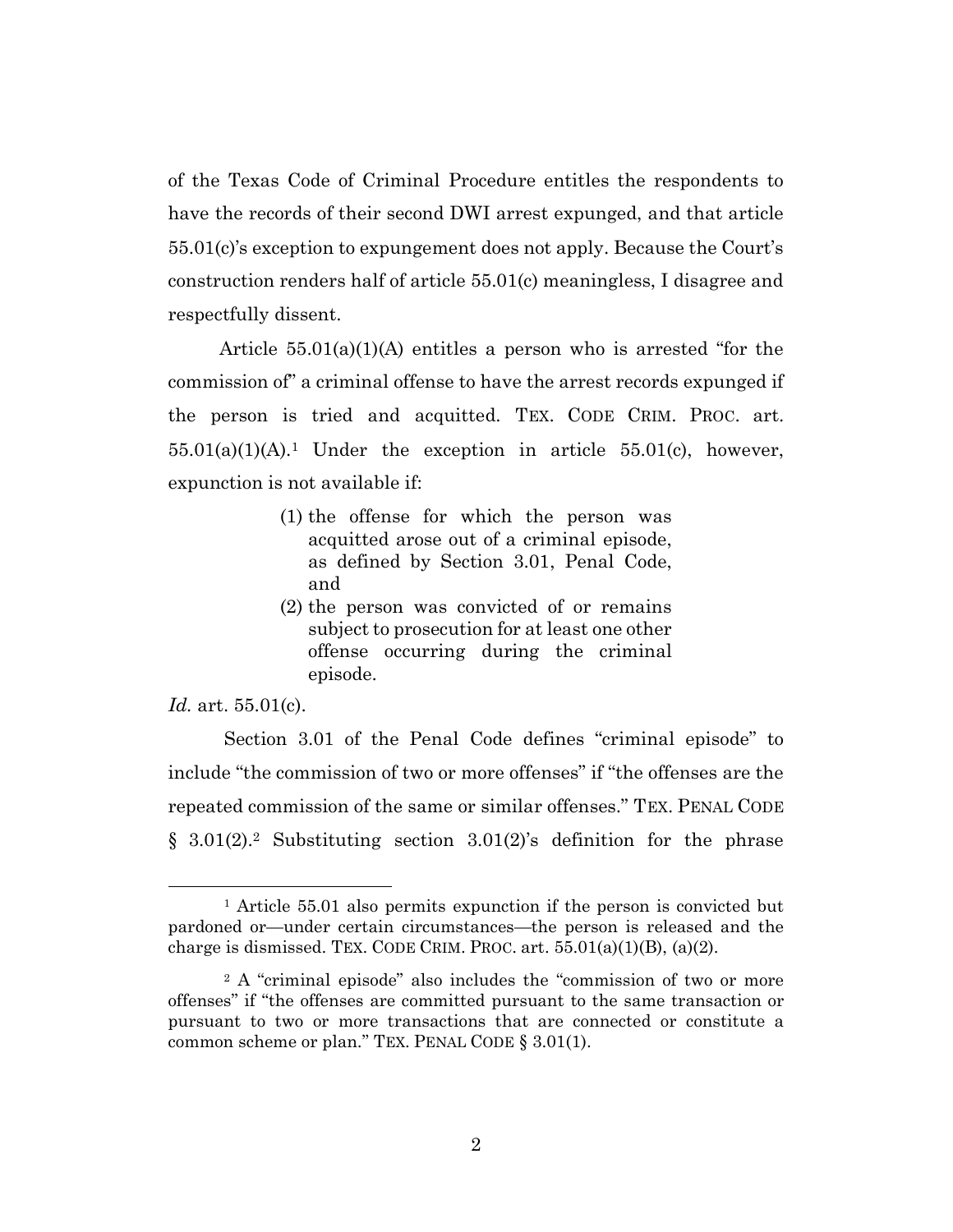of the Texas Code of Criminal Procedure entitles the respondents to have the records of their second DWI arrest expunged, and that article 55.01(c)'s exception to expungement does not apply. Because the Court's construction renders half of article 55.01(c) meaningless, I disagree and respectfully dissent.

Article 55.01(a)(1)(A) entitles a person who is arrested "for the commission of" a criminal offense to have the arrest records expunged if the person is tried and acquitted. TEX. CODE CRIM. PROC. art. 55.01(a)(1)(A).[1] Under the exception in article 55.01(c), however, expunction is not available if:

> (1) the offense for which the person was acquitted arose out of a criminal episode, as defined by Section 3.01, Penal Code, and
>
> (2) the person was convicted of or remains subject to prosecution for at least one other offense occurring during the criminal episode.

*Id.* art. 55.01(c).

Section 3.01 of the Penal Code defines "criminal episode" to include "the commission of two or more offenses" if "the offenses are the repeated commission of the same or similar offenses." TEX. PENAL CODE § 3.01(2).[2] Substituting section 3.01(2)'s definition for the phrase

---

[1] Article 55.01 also permits expunction if the person is convicted but pardoned or—under certain circumstances—the person is released and the charge is dismissed. TEX. CODE CRIM. PROC. art. 55.01(a)(1)(B), (a)(2).

[2] A "criminal episode" also includes the "commission of two or more offenses" if "the offenses are committed pursuant to the same transaction or pursuant to two or more transactions that are connected or constitute a common scheme or plan." TEX. PENAL CODE § 3.01(1).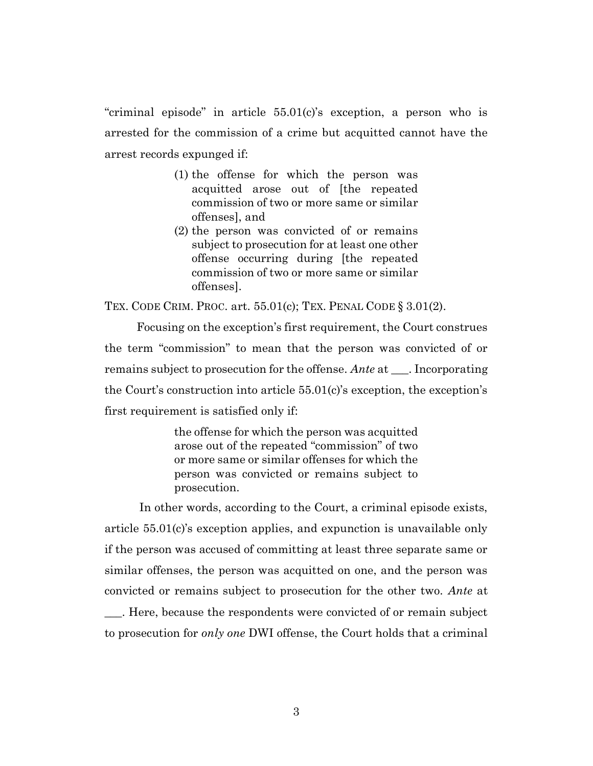"criminal episode" in article 55.01(c)'s exception, a person who is arrested for the commission of a crime but acquitted cannot have the arrest records expunged if:

> (1) the offense for which the person was acquitted arose out of [the repeated commission of two or more same or similar offenses], and
> (2) the person was convicted of or remains subject to prosecution for at least one other offense occurring during [the repeated commission of two or more same or similar offenses].

TEX. CODE CRIM. PROC. art. 55.01(c); TEX. PENAL CODE § 3.01(2).

Focusing on the exception's first requirement, the Court construes the term "commission" to mean that the person was convicted of or remains subject to prosecution for the offense. *Ante* at ___. Incorporating the Court's construction into article 55.01(c)'s exception, the exception's first requirement is satisfied only if:

> the offense for which the person was acquitted arose out of the repeated "commission" of two or more same or similar offenses for which the person was convicted or remains subject to prosecution.

In other words, according to the Court, a criminal episode exists, article 55.01(c)'s exception applies, and expunction is unavailable only if the person was accused of committing at least three separate same or similar offenses, the person was acquitted on one, and the person was convicted or remains subject to prosecution for the other two. *Ante* at ___. Here, because the respondents were convicted of or remain subject to prosecution for *only one* DWI offense, the Court holds that a criminal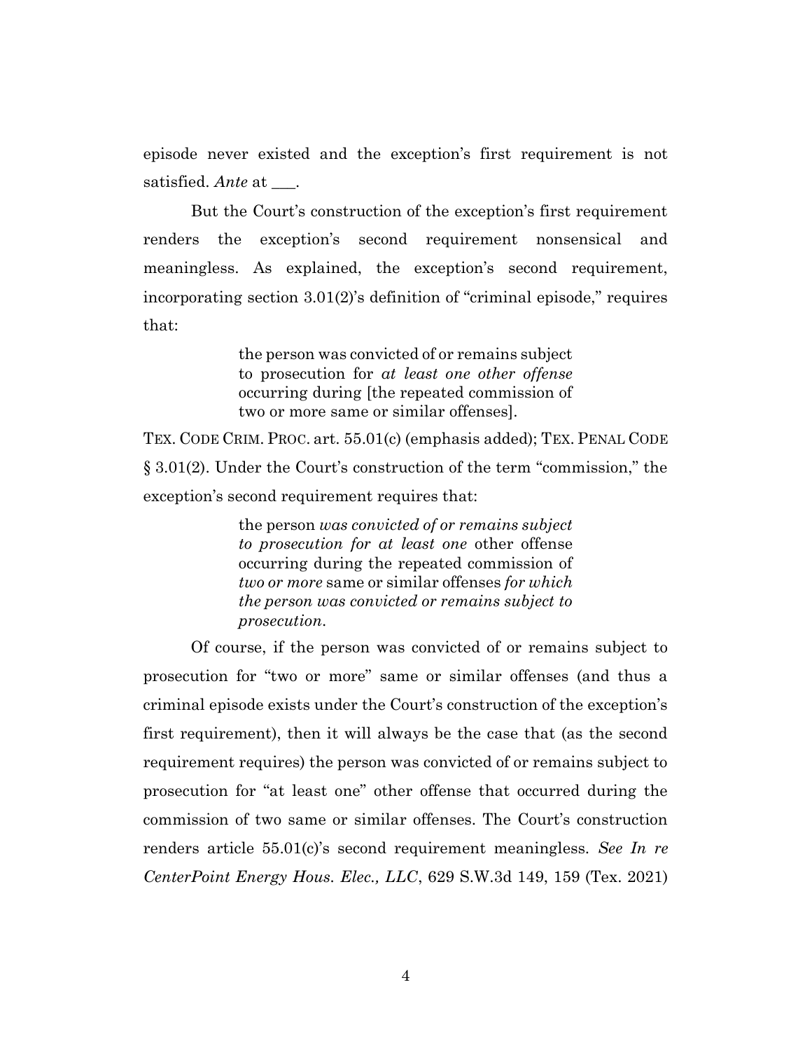episode never existed and the exception's first requirement is not satisfied. *Ante* at ___.

But the Court's construction of the exception's first requirement renders the exception's second requirement nonsensical and meaningless. As explained, the exception's second requirement, incorporating section 3.01(2)'s definition of "criminal episode," requires that:

> the person was convicted of or remains subject to prosecution for *at least one other offense* occurring during [the repeated commission of two or more same or similar offenses].

TEX. CODE CRIM. PROC. art. 55.01(c) (emphasis added); TEX. PENAL CODE § 3.01(2). Under the Court's construction of the term "commission," the exception's second requirement requires that:

> the person *was convicted of or remains subject to prosecution for at least one* other offense occurring during the repeated commission of *two or more* same or similar offenses *for which the person was convicted or remains subject to prosecution*.

Of course, if the person was convicted of or remains subject to prosecution for "two or more" same or similar offenses (and thus a criminal episode exists under the Court's construction of the exception's first requirement), then it will always be the case that (as the second requirement requires) the person was convicted of or remains subject to prosecution for "at least one" other offense that occurred during the commission of two same or similar offenses. The Court's construction renders article 55.01(c)'s second requirement meaningless. *See In re CenterPoint Energy Hous. Elec., LLC*, 629 S.W.3d 149, 159 (Tex. 2021)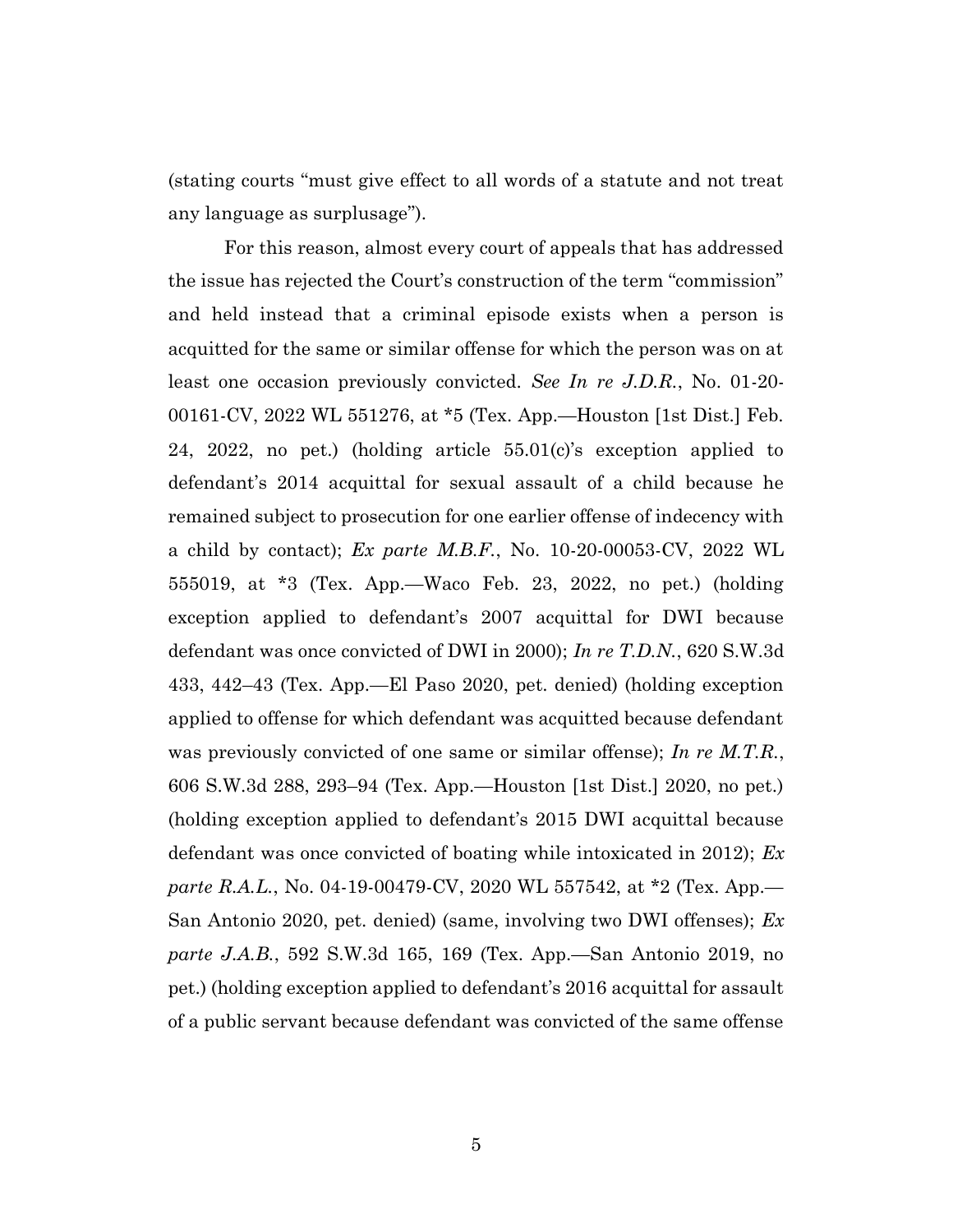(stating courts "must give effect to all words of a statute and not treat any language as surplusage").

For this reason, almost every court of appeals that has addressed the issue has rejected the Court's construction of the term "commission" and held instead that a criminal episode exists when a person is acquitted for the same or similar offense for which the person was on at least one occasion previously convicted. *See In re J.D.R.*, No. 01-20-00161-CV, 2022 WL 551276, at *5 (Tex. App.—Houston [1st Dist.] Feb. 24, 2022, no pet.) (holding article 55.01(c)'s exception applied to defendant's 2014 acquittal for sexual assault of a child because he remained subject to prosecution for one earlier offense of indecency with a child by contact); *Ex parte M.B.F.*, No. 10-20-00053-CV, 2022 WL 555019, at *3 (Tex. App.—Waco Feb. 23, 2022, no pet.) (holding exception applied to defendant's 2007 acquittal for DWI because defendant was once convicted of DWI in 2000); *In re T.D.N.*, 620 S.W.3d 433, 442–43 (Tex. App.—El Paso 2020, pet. denied) (holding exception applied to offense for which defendant was acquitted because defendant was previously convicted of one same or similar offense); *In re M.T.R.*, 606 S.W.3d 288, 293–94 (Tex. App.—Houston [1st Dist.] 2020, no pet.) (holding exception applied to defendant's 2015 DWI acquittal because defendant was once convicted of boating while intoxicated in 2012); *Ex parte R.A.L.*, No. 04-19-00479-CV, 2020 WL 557542, at *2 (Tex. App.—San Antonio 2020, pet. denied) (same, involving two DWI offenses); *Ex parte J.A.B.*, 592 S.W.3d 165, 169 (Tex. App.—San Antonio 2019, no pet.) (holding exception applied to defendant's 2016 acquittal for assault of a public servant because defendant was convicted of the same offense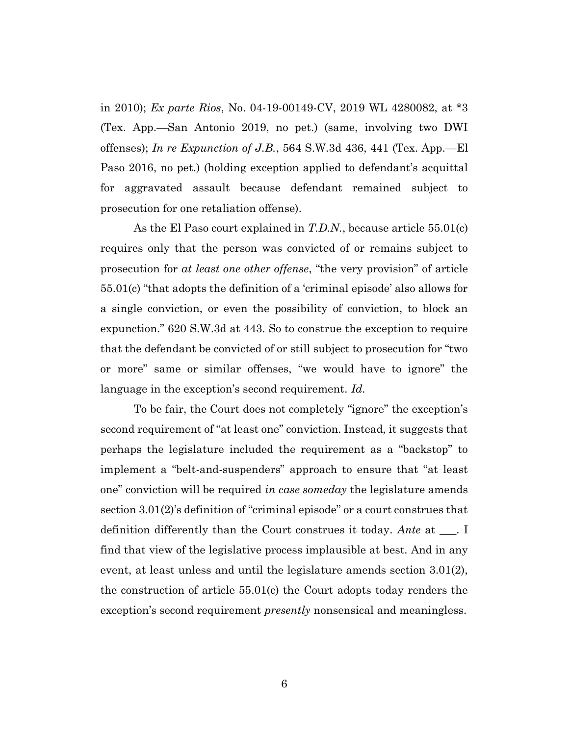in 2010); *Ex parte Rios*, No. 04-19-00149-CV, 2019 WL 4280082, at *3 (Tex. App.—San Antonio 2019, no pet.) (same, involving two DWI offenses); *In re Expunction of J.B.*, 564 S.W.3d 436, 441 (Tex. App.—El Paso 2016, no pet.) (holding exception applied to defendant's acquittal for aggravated assault because defendant remained subject to prosecution for one retaliation offense).

As the El Paso court explained in *T.D.N.*, because article 55.01(c) requires only that the person was convicted of or remains subject to prosecution for *at least one other offense*, "the very provision" of article 55.01(c) "that adopts the definition of a 'criminal episode' also allows for a single conviction, or even the possibility of conviction, to block an expunction." 620 S.W.3d at 443. So to construe the exception to require that the defendant be convicted of or still subject to prosecution for "two or more" same or similar offenses, "we would have to ignore" the language in the exception's second requirement. *Id.*

To be fair, the Court does not completely "ignore" the exception's second requirement of "at least one" conviction. Instead, it suggests that perhaps the legislature included the requirement as a "backstop" to implement a "belt-and-suspenders" approach to ensure that "at least one" conviction will be required *in case someday* the legislature amends section 3.01(2)'s definition of "criminal episode" or a court construes that definition differently than the Court construes it today. *Ante* at ___. I find that view of the legislative process implausible at best. And in any event, at least unless and until the legislature amends section 3.01(2), the construction of article 55.01(c) the Court adopts today renders the exception's second requirement *presently* nonsensical and meaningless.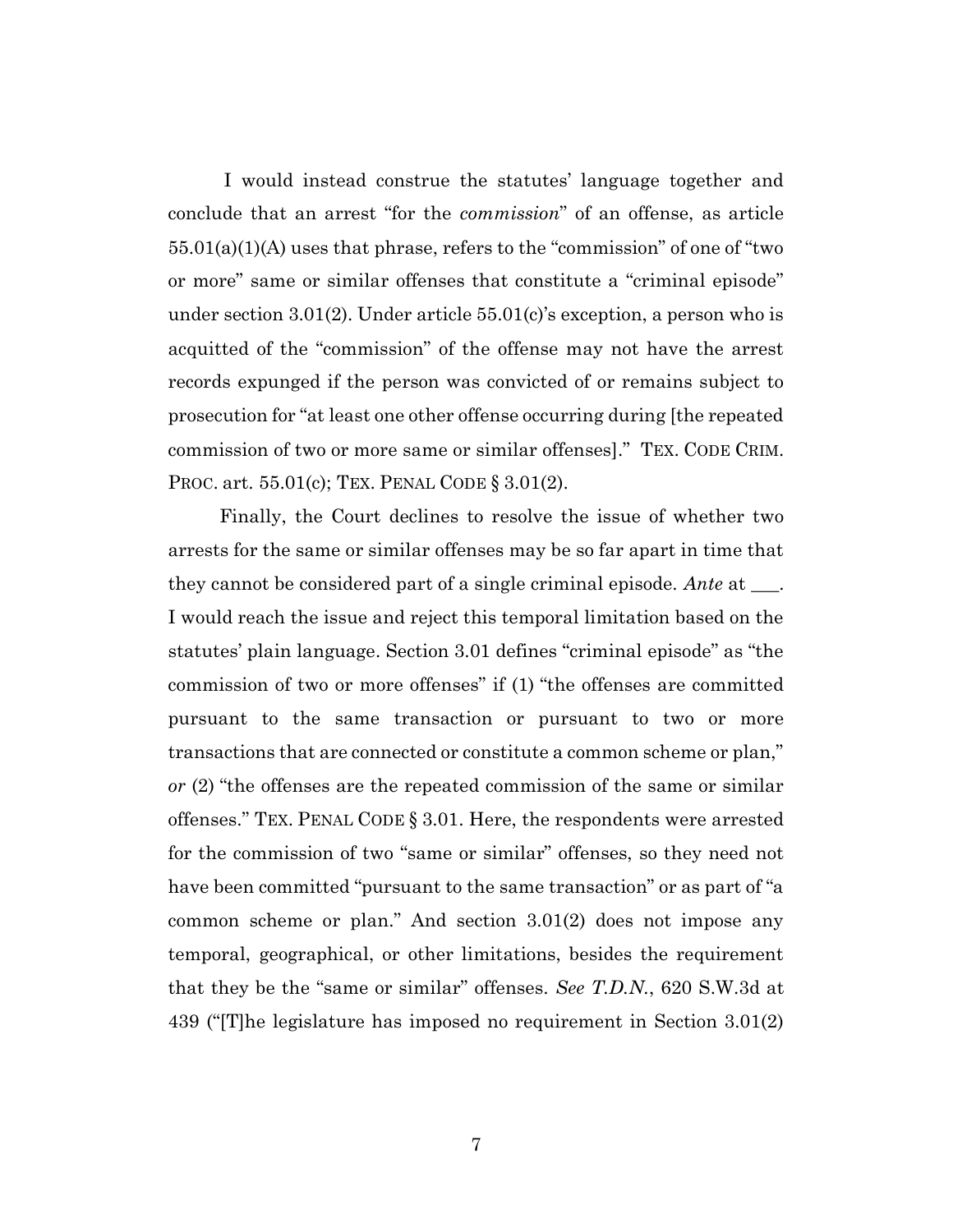I would instead construe the statutes' language together and conclude that an arrest "for the *commission*" of an offense, as article 55.01(a)(1)(A) uses that phrase, refers to the "commission" of one of "two or more" same or similar offenses that constitute a "criminal episode" under section 3.01(2). Under article 55.01(c)'s exception, a person who is acquitted of the "commission" of the offense may not have the arrest records expunged if the person was convicted of or remains subject to prosecution for "at least one other offense occurring during [the repeated commission of two or more same or similar offenses]." TEX. CODE CRIM. PROC. art. 55.01(c); TEX. PENAL CODE § 3.01(2).

Finally, the Court declines to resolve the issue of whether two arrests for the same or similar offenses may be so far apart in time that they cannot be considered part of a single criminal episode. *Ante* at ___. I would reach the issue and reject this temporal limitation based on the statutes' plain language. Section 3.01 defines "criminal episode" as "the commission of two or more offenses" if (1) "the offenses are committed pursuant to the same transaction or pursuant to two or more transactions that are connected or constitute a common scheme or plan," *or* (2) "the offenses are the repeated commission of the same or similar offenses." TEX. PENAL CODE § 3.01. Here, the respondents were arrested for the commission of two "same or similar" offenses, so they need not have been committed "pursuant to the same transaction" or as part of "a common scheme or plan." And section 3.01(2) does not impose any temporal, geographical, or other limitations, besides the requirement that they be the "same or similar" offenses. *See T.D.N.*, 620 S.W.3d at 439 ("[T]he legislature has imposed no requirement in Section 3.01(2)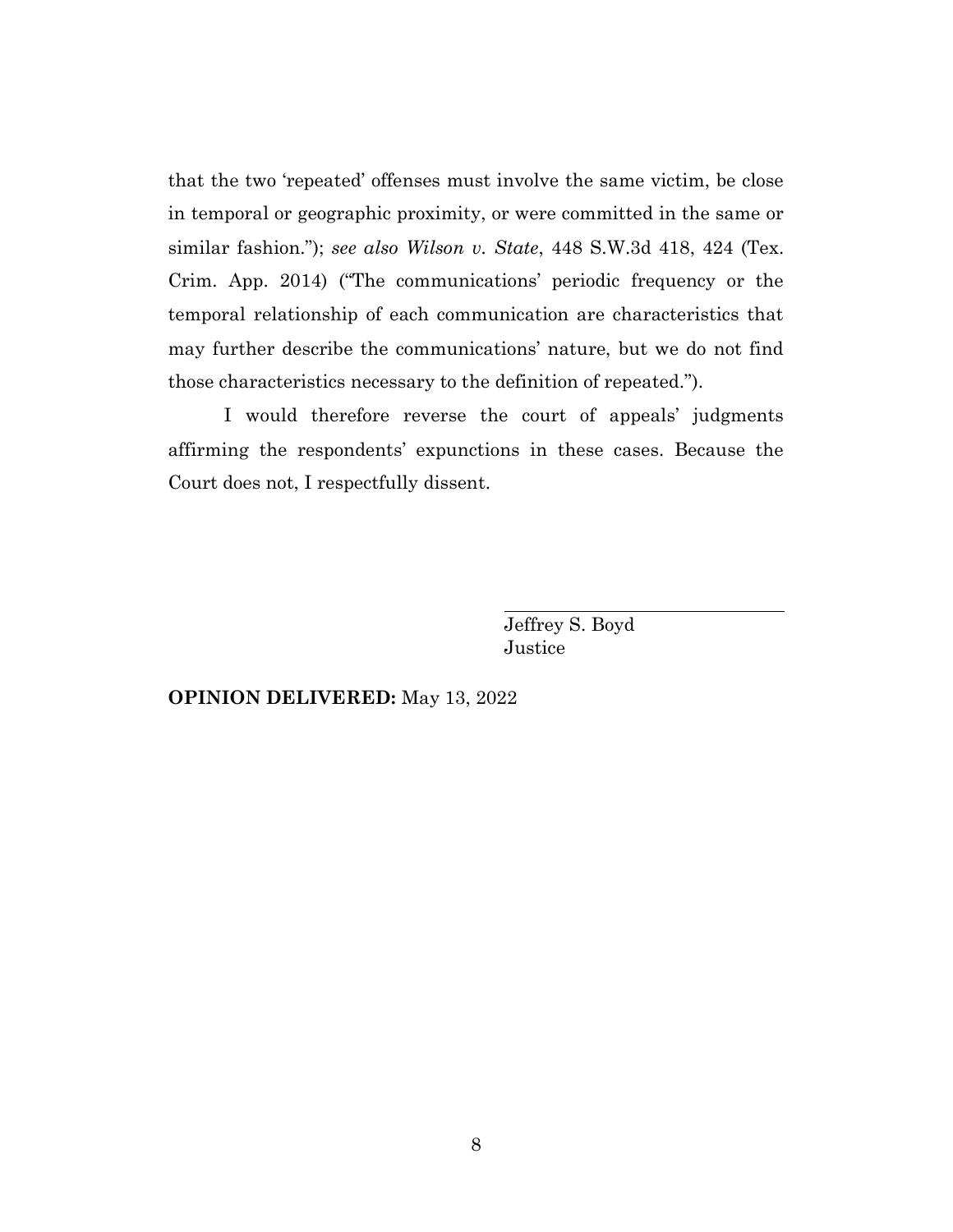that the two 'repeated' offenses must involve the same victim, be close in temporal or geographic proximity, or were committed in the same or similar fashion."); *see also Wilson v. State*, 448 S.W.3d 418, 424 (Tex. Crim. App. 2014) ("The communications' periodic frequency or the temporal relationship of each communication are characteristics that may further describe the communications' nature, but we do not find those characteristics necessary to the definition of repeated.").

I would therefore reverse the court of appeals' judgments affirming the respondents' expunctions in these cases. Because the Court does not, I respectfully dissent.

Jeffrey S. Boyd
Justice

**OPINION DELIVERED:** May 13, 2022